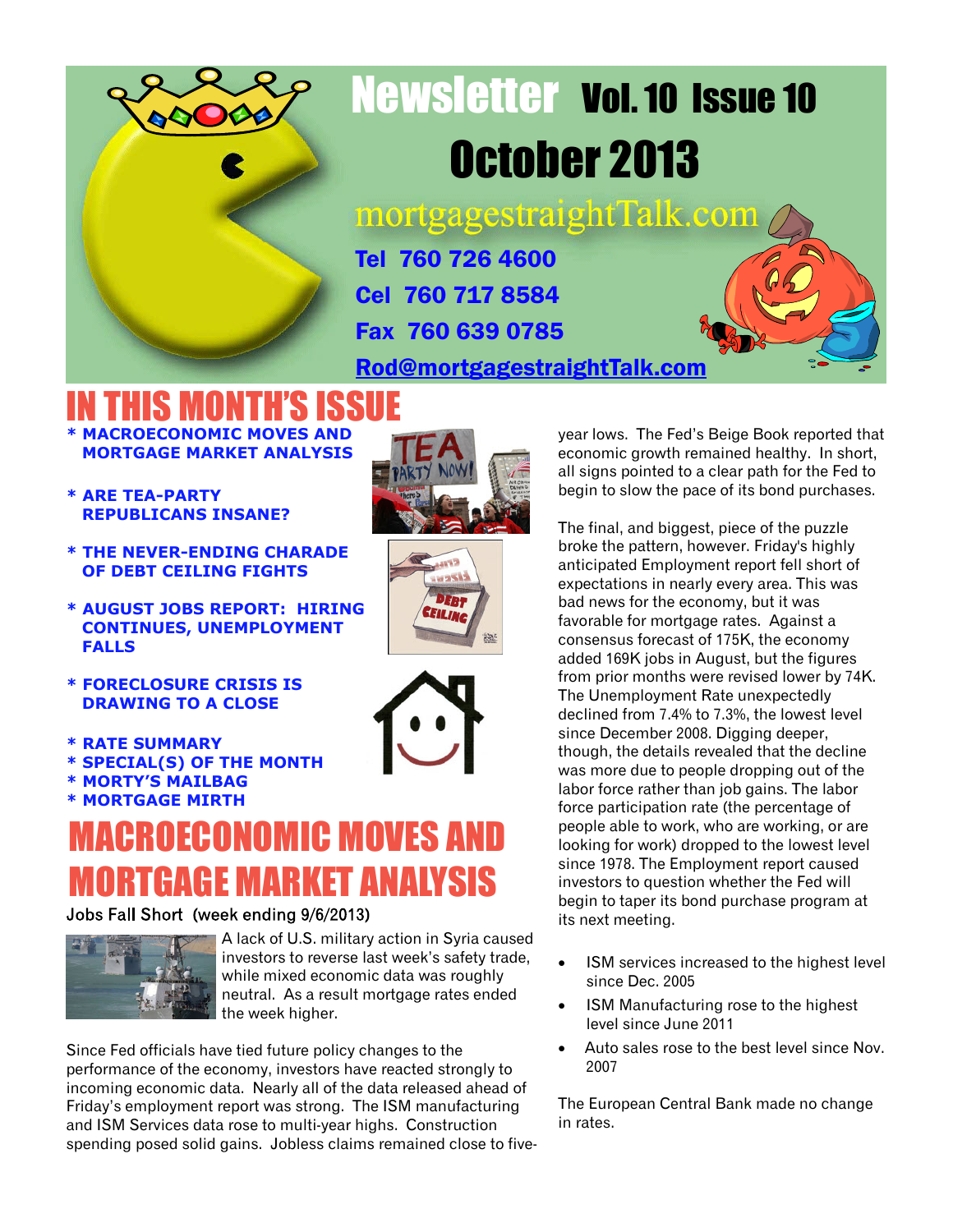# Newsletter Vol. 10 Issue 10

# October 2013

mortgagestraightTalk.com

**Tel 760 726 4600**

**Cel 760 717 8584**

**Fax 760 639 0785**

**Rod@mortgagestraightTalk.com**

# IN THIS MONTH'S ISSUE

* **MACROECONOMIC MOVES AND MORTGAGE MARKET ANALYSIS**
* **ARE TEA-PARTY REPUBLICANS INSANE?**
* **THE NEVER-ENDING CHARADE OF DEBT CEILING FIGHTS**
* **AUGUST JOBS REPORT: HIRING CONTINUES, UNEMPLOYMENT FALLS**
* **FORECLOSURE CRISIS IS DRAWING TO A CLOSE**
* **RATE SUMMARY**
* **SPECIAL(S) OF THE MONTH**
* **MORTY'S MAILBAG**
* **MORTGAGE MIRTH**

# MACROECONOMIC MOVES AND MORTGAGE MARKET ANALYSIS

Jobs Fall Short (week ending 9/6/2013)

A lack of U.S. military action in Syria caused investors to reverse last week's safety trade, while mixed economic data was roughly neutral. As a result mortgage rates ended the week higher.

Since Fed officials have tied future policy changes to the performance of the economy, investors have reacted strongly to incoming economic data. Nearly all of the data released ahead of Friday's employment report was strong. The ISM manufacturing and ISM Services data rose to multi-year highs. Construction spending posed solid gains. Jobless claims remained close to five-year lows. The Fed's Beige Book reported that economic growth remained healthy. In short, all signs pointed to a clear path for the Fed to begin to slow the pace of its bond purchases.

The final, and biggest, piece of the puzzle broke the pattern, however. Friday's highly anticipated Employment report fell short of expectations in nearly every area. This was bad news for the economy, but it was favorable for mortgage rates. Against a consensus forecast of 175K, the economy added 169K jobs in August, but the figures from prior months were revised lower by 74K. The Unemployment Rate unexpectedly declined from 7.4% to 7.3%, the lowest level since December 2008. Digging deeper, though, the details revealed that the decline was more due to people dropping out of the labor force rather than job gains. The labor force participation rate (the percentage of people able to work, who are working, or are looking for work) dropped to the lowest level since 1978. The Employment report caused investors to question whether the Fed will begin to taper its bond purchase program at its next meeting.

- ISM services increased to the highest level since Dec. 2005
- ISM Manufacturing rose to the highest level since June 2011
- Auto sales rose to the best level since Nov. 2007

The European Central Bank made no change in rates.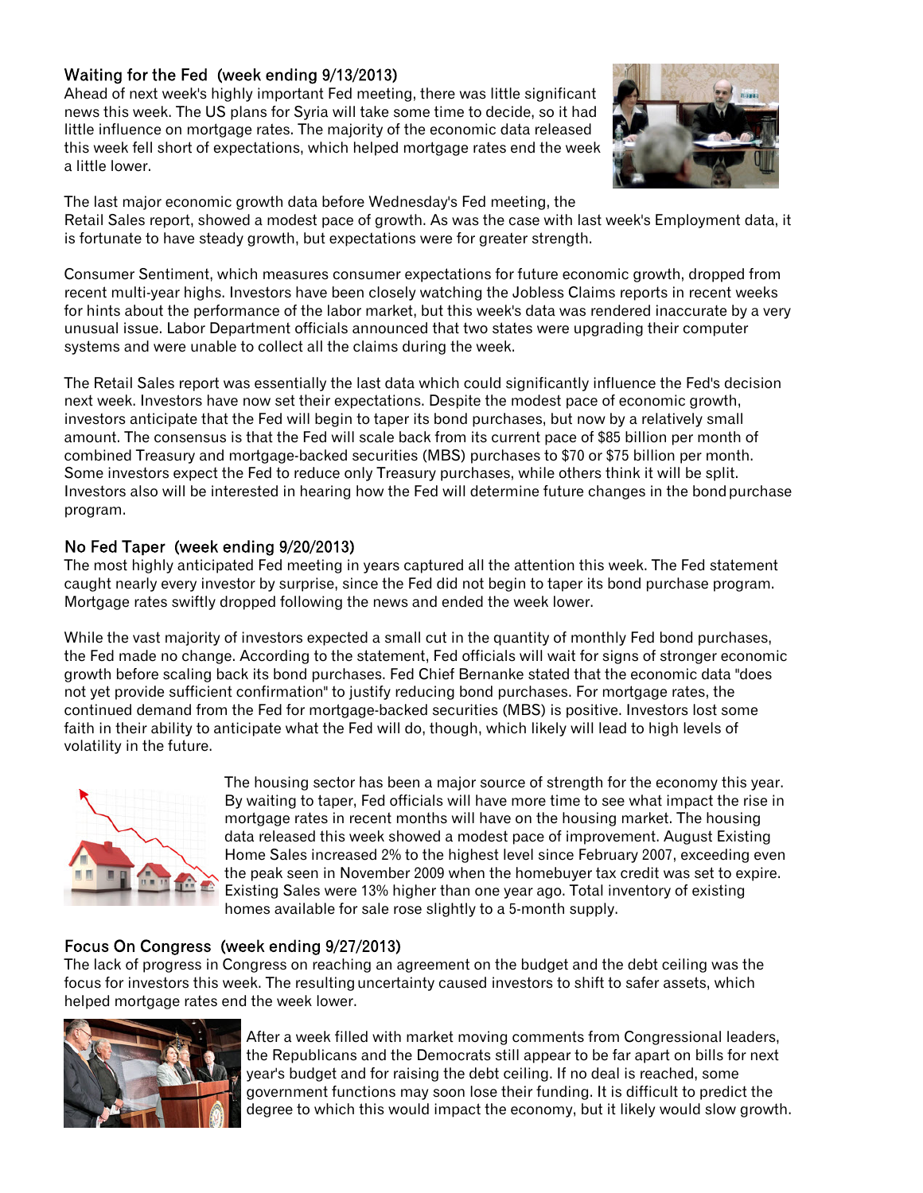## Waiting for the Fed (week ending 9/13/2013)

Ahead of next week's highly important Fed meeting, there was little significant news this week. The US plans for Syria will take some time to decide, so it had little influence on mortgage rates. The majority of the economic data released this week fell short of expectations, which helped mortgage rates end the week a little lower.

The last major economic growth data before Wednesday's Fed meeting, the Retail Sales report, showed a modest pace of growth. As was the case with last week's Employment data, it is fortunate to have steady growth, but expectations were for greater strength.

Consumer Sentiment, which measures consumer expectations for future economic growth, dropped from recent multi-year highs. Investors have been closely watching the Jobless Claims reports in recent weeks for hints about the performance of the labor market, but this week's data was rendered inaccurate by a very unusual issue. Labor Department officials announced that two states were upgrading their computer systems and were unable to collect all the claims during the week.

The Retail Sales report was essentially the last data which could significantly influence the Fed's decision next week. Investors have now set their expectations. Despite the modest pace of economic growth, investors anticipate that the Fed will begin to taper its bond purchases, but now by a relatively small amount. The consensus is that the Fed will scale back from its current pace of $85 billion per month of combined Treasury and mortgage-backed securities (MBS) purchases to $70 or $75 billion per month. Some investors expect the Fed to reduce only Treasury purchases, while others think it will be split. Investors also will be interested in hearing how the Fed will determine future changes in the bond purchase program.

## No Fed Taper (week ending 9/20/2013)

The most highly anticipated Fed meeting in years captured all the attention this week. The Fed statement caught nearly every investor by surprise, since the Fed did not begin to taper its bond purchase program. Mortgage rates swiftly dropped following the news and ended the week lower.

While the vast majority of investors expected a small cut in the quantity of monthly Fed bond purchases, the Fed made no change. According to the statement, Fed officials will wait for signs of stronger economic growth before scaling back its bond purchases. Fed Chief Bernanke stated that the economic data "does not yet provide sufficient confirmation" to justify reducing bond purchases. For mortgage rates, the continued demand from the Fed for mortgage-backed securities (MBS) is positive. Investors lost some faith in their ability to anticipate what the Fed will do, though, which likely will lead to high levels of volatility in the future.

The housing sector has been a major source of strength for the economy this year. By waiting to taper, Fed officials will have more time to see what impact the rise in mortgage rates in recent months will have on the housing market. The housing data released this week showed a modest pace of improvement. August Existing Home Sales increased 2% to the highest level since February 2007, exceeding even the peak seen in November 2009 when the homebuyer tax credit was set to expire. Existing Sales were 13% higher than one year ago. Total inventory of existing homes available for sale rose slightly to a 5-month supply.

## Focus On Congress (week ending 9/27/2013)

The lack of progress in Congress on reaching an agreement on the budget and the debt ceiling was the focus for investors this week. The resulting uncertainty caused investors to shift to safer assets, which helped mortgage rates end the week lower.

After a week filled with market moving comments from Congressional leaders, the Republicans and the Democrats still appear to be far apart on bills for next year's budget and for raising the debt ceiling. If no deal is reached, some government functions may soon lose their funding. It is difficult to predict the degree to which this would impact the economy, but it likely would slow growth.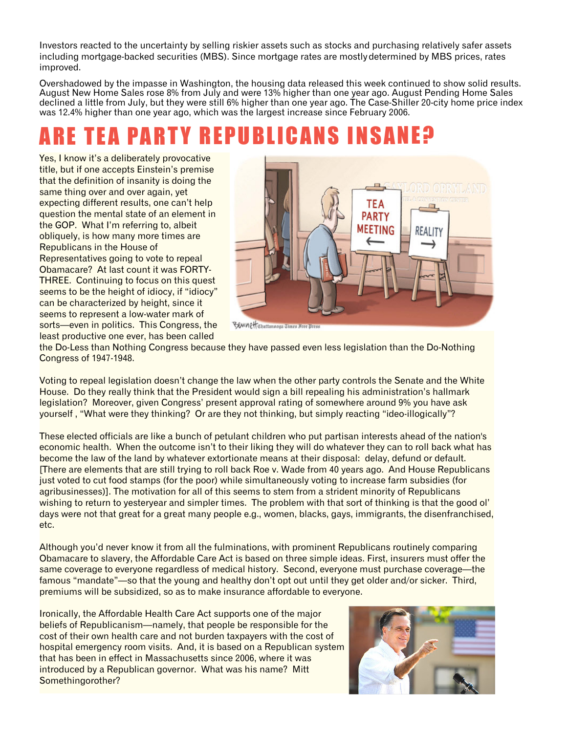Investors reacted to the uncertainty by selling riskier assets such as stocks and purchasing relatively safer assets including mortgage-backed securities (MBS). Since mortgage rates are mostly determined by MBS prices, rates improved.

Overshadowed by the impasse in Washington, the housing data released this week continued to show solid results. August New Home Sales rose 8% from July and were 13% higher than one year ago. August Pending Home Sales declined a little from July, but they were still 6% higher than one year ago. The Case-Shiller 20-city home price index was 12.4% higher than one year ago, which was the largest increase since February 2006.

# ARE TEA PARTY REPUBLICANS INSANE?

Yes, I know it's a deliberately provocative title, but if one accepts Einstein's premise that the definition of insanity is doing the same thing over and over again, yet expecting different results, one can't help question the mental state of an element in the GOP. What I'm referring to, albeit obliquely, is how many more times are Republicans in the House of Representatives going to vote to repeal Obamacare? At last count it was FORTY-THREE. Continuing to focus on this quest seems to be the height of idiocy, if "idiocy" can be characterized by height, since it seems to represent a low-water mark of sorts—even in politics. This Congress, the least productive one ever, has been called the Do-Less than Nothing Congress because they have passed even less legislation than the Do-Nothing Congress of 1947-1948.

Voting to repeal legislation doesn't change the law when the other party controls the Senate and the White House. Do they really think that the President would sign a bill repealing his administration's hallmark legislation? Moreover, given Congress' present approval rating of somewhere around 9% you have ask yourself , "What were they thinking? Or are they not thinking, but simply reacting "ideo-illogically"?

These elected officials are like a bunch of petulant children who put partisan interests ahead of the nation's economic health. When the outcome isn't to their liking they will do whatever they can to roll back what has become the law of the land by whatever extortionate means at their disposal: delay, defund or default. [There are elements that are still trying to roll back Roe v. Wade from 40 years ago. And House Republicans just voted to cut food stamps (for the poor) while simultaneously voting to increase farm subsidies (for agribusinesses)]. The motivation for all of this seems to stem from a strident minority of Republicans wishing to return to yesteryear and simpler times. The problem with that sort of thinking is that the good ol' days were not that great for a great many people e.g., women, blacks, gays, immigrants, the disenfranchised, etc.

Although you'd never know it from all the fulminations, with prominent Republicans routinely comparing Obamacare to slavery, the Affordable Care Act is based on three simple ideas. First, insurers must offer the same coverage to everyone regardless of medical history. Second, everyone must purchase coverage—the famous "mandate"—so that the young and healthy don't opt out until they get older and/or sicker. Third, premiums will be subsidized, so as to make insurance affordable to everyone.

Ironically, the Affordable Health Care Act supports one of the major beliefs of Republicanism—namely, that people be responsible for the cost of their own health care and not burden taxpayers with the cost of hospital emergency room visits. And, it is based on a Republican system that has been in effect in Massachusetts since 2006, where it was introduced by a Republican governor. What was his name? Mitt Somethingorother?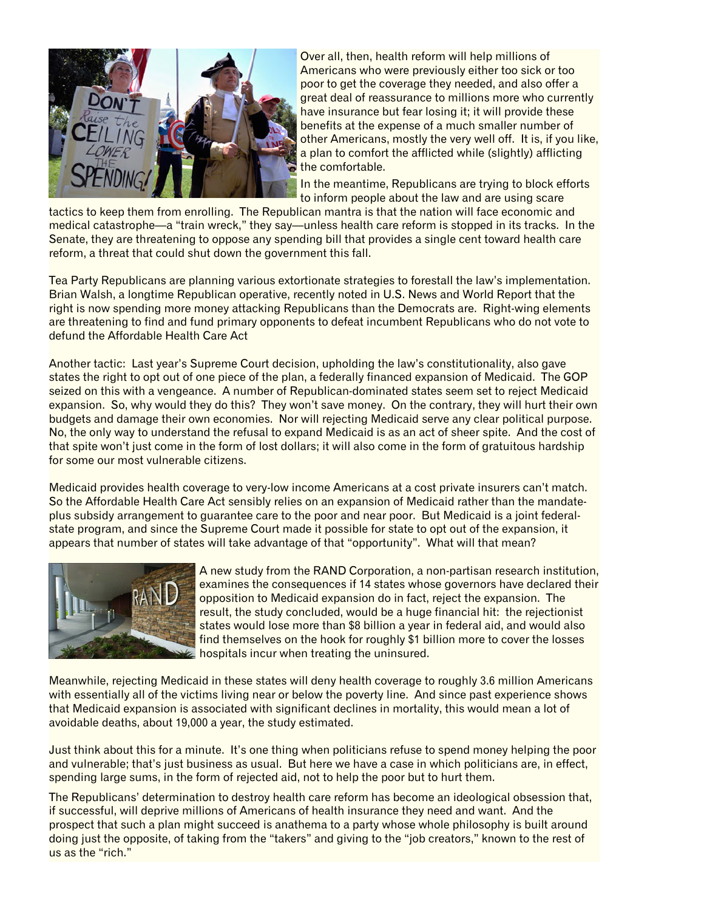Over all, then, health reform will help millions of Americans who were previously either too sick or too poor to get the coverage they needed, and also offer a great deal of reassurance to millions more who currently have insurance but fear losing it; it will provide these benefits at the expense of a much smaller number of other Americans, mostly the very well off. It is, if you like, a plan to comfort the afflicted while (slightly) afflicting the comfortable.

In the meantime, Republicans are trying to block efforts to inform people about the law and are using scare tactics to keep them from enrolling. The Republican mantra is that the nation will face economic and medical catastrophe—a "train wreck," they say—unless health care reform is stopped in its tracks. In the Senate, they are threatening to oppose any spending bill that provides a single cent toward health care reform, a threat that could shut down the government this fall.

Tea Party Republicans are planning various extortionate strategies to forestall the law's implementation. Brian Walsh, a longtime Republican operative, recently noted in U.S. News and World Report that the right is now spending more money attacking Republicans than the Democrats are. Right-wing elements are threatening to find and fund primary opponents to defeat incumbent Republicans who do not vote to defund the Affordable Health Care Act

Another tactic: Last year's Supreme Court decision, upholding the law's constitutionality, also gave states the right to opt out of one piece of the plan, a federally financed expansion of Medicaid. The GOP seized on this with a vengeance. A number of Republican-dominated states seem set to reject Medicaid expansion. So, why would they do this? They won't save money. On the contrary, they will hurt their own budgets and damage their own economies. Nor will rejecting Medicaid serve any clear political purpose. No, the only way to understand the refusal to expand Medicaid is as an act of sheer spite. And the cost of that spite won't just come in the form of lost dollars; it will also come in the form of gratuitous hardship for some our most vulnerable citizens.

Medicaid provides health coverage to very-low income Americans at a cost private insurers can't match. So the Affordable Health Care Act sensibly relies on an expansion of Medicaid rather than the mandate-plus subsidy arrangement to guarantee care to the poor and near poor. But Medicaid is a joint federal-state program, and since the Supreme Court made it possible for state to opt out of the expansion, it appears that number of states will take advantage of that "opportunity". What will that mean?

A new study from the RAND Corporation, a non-partisan research institution, examines the consequences if 14 states whose governors have declared their opposition to Medicaid expansion do in fact, reject the expansion. The result, the study concluded, would be a huge financial hit: the rejectionist states would lose more than $8 billion a year in federal aid, and would also find themselves on the hook for roughly $1 billion more to cover the losses hospitals incur when treating the uninsured.

Meanwhile, rejecting Medicaid in these states will deny health coverage to roughly 3.6 million Americans with essentially all of the victims living near or below the poverty line. And since past experience shows that Medicaid expansion is associated with significant declines in mortality, this would mean a lot of avoidable deaths, about 19,000 a year, the study estimated.

Just think about this for a minute. It's one thing when politicians refuse to spend money helping the poor and vulnerable; that's just business as usual. But here we have a case in which politicians are, in effect, spending large sums, in the form of rejected aid, not to help the poor but to hurt them.

The Republicans' determination to destroy health care reform has become an ideological obsession that, if successful, will deprive millions of Americans of health insurance they need and want. And the prospect that such a plan might succeed is anathema to a party whose whole philosophy is built around doing just the opposite, of taking from the "takers" and giving to the "job creators," known to the rest of us as the "rich."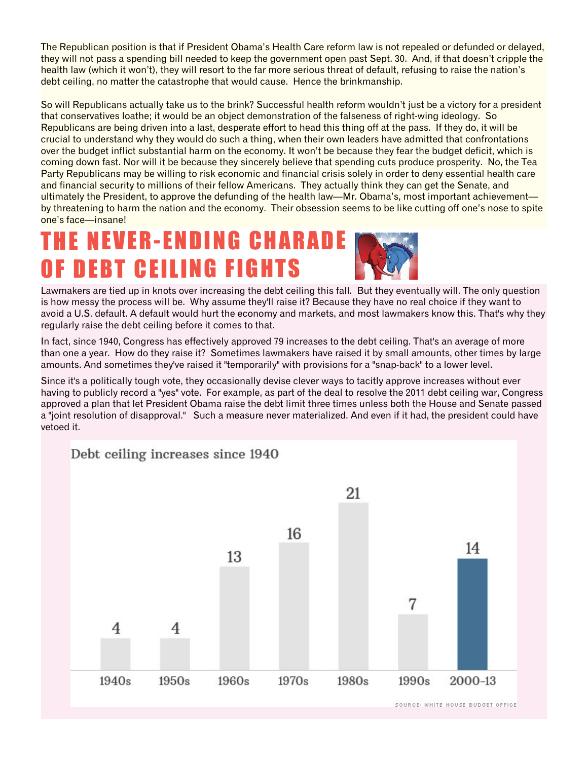The Republican position is that if President Obama's Health Care reform law is not repealed or defunded or delayed, they will not pass a spending bill needed to keep the government open past Sept. 30. And, if that doesn't cripple the health law (which it won't), they will resort to the far more serious threat of default, refusing to raise the nation's debt ceiling, no matter the catastrophe that would cause. Hence the brinkmanship.

So will Republicans actually take us to the brink? Successful health reform wouldn't just be a victory for a president that conservatives loathe; it would be an object demonstration of the falseness of right-wing ideology. So Republicans are being driven into a last, desperate effort to head this thing off at the pass. If they do, it will be crucial to understand why they would do such a thing, when their own leaders have admitted that confrontations over the budget inflict substantial harm on the economy. It won't be because they fear the budget deficit, which is coming down fast. Nor will it be because they sincerely believe that spending cuts produce prosperity. No, the Tea Party Republicans may be willing to risk economic and financial crisis solely in order to deny essential health care and financial security to millions of their fellow Americans. They actually think they can get the Senate, and ultimately the President, to approve the defunding of the health law—Mr. Obama's, most important achievement—by threatening to harm the nation and the economy. Their obsession seems to be like cutting off one's nose to spite one's face—insane!

# THE NEVER-ENDING CHARADE OF DEBT CEILING FIGHTS

Lawmakers are tied up in knots over increasing the debt ceiling this fall. But they eventually will. The only question is how messy the process will be. Why assume they'll raise it? Because they have no real choice if they want to avoid a U.S. default. A default would hurt the economy and markets, and most lawmakers know this. That's why they regularly raise the debt ceiling before it comes to that.

In fact, since 1940, Congress has effectively approved 79 increases to the debt ceiling. That's an average of more than one a year. How do they raise it? Sometimes lawmakers have raised it by small amounts, other times by large amounts. And sometimes they've raised it "temporarily" with provisions for a "snap-back" to a lower level.

Since it's a politically tough vote, they occasionally devise clever ways to tacitly approve increases without ever having to publicly record a "yes" vote. For example, as part of the deal to resolve the 2011 debt ceiling war, Congress approved a plan that let President Obama raise the debt limit three times unless both the House and Senate passed a "joint resolution of disapproval." Such a measure never materialized. And even if it had, the president could have vetoed it.

**Debt ceiling increases since 1940**

| Decade | Increases |
|---|---|
| 1940s | 4 |
| 1950s | 4 |
| 1960s | 13 |
| 1970s | 16 |
| 1980s | 21 |
| 1990s | 7 |
| 2000-13 | 14 |

SOURCE: WHITE HOUSE BUDGET OFFICE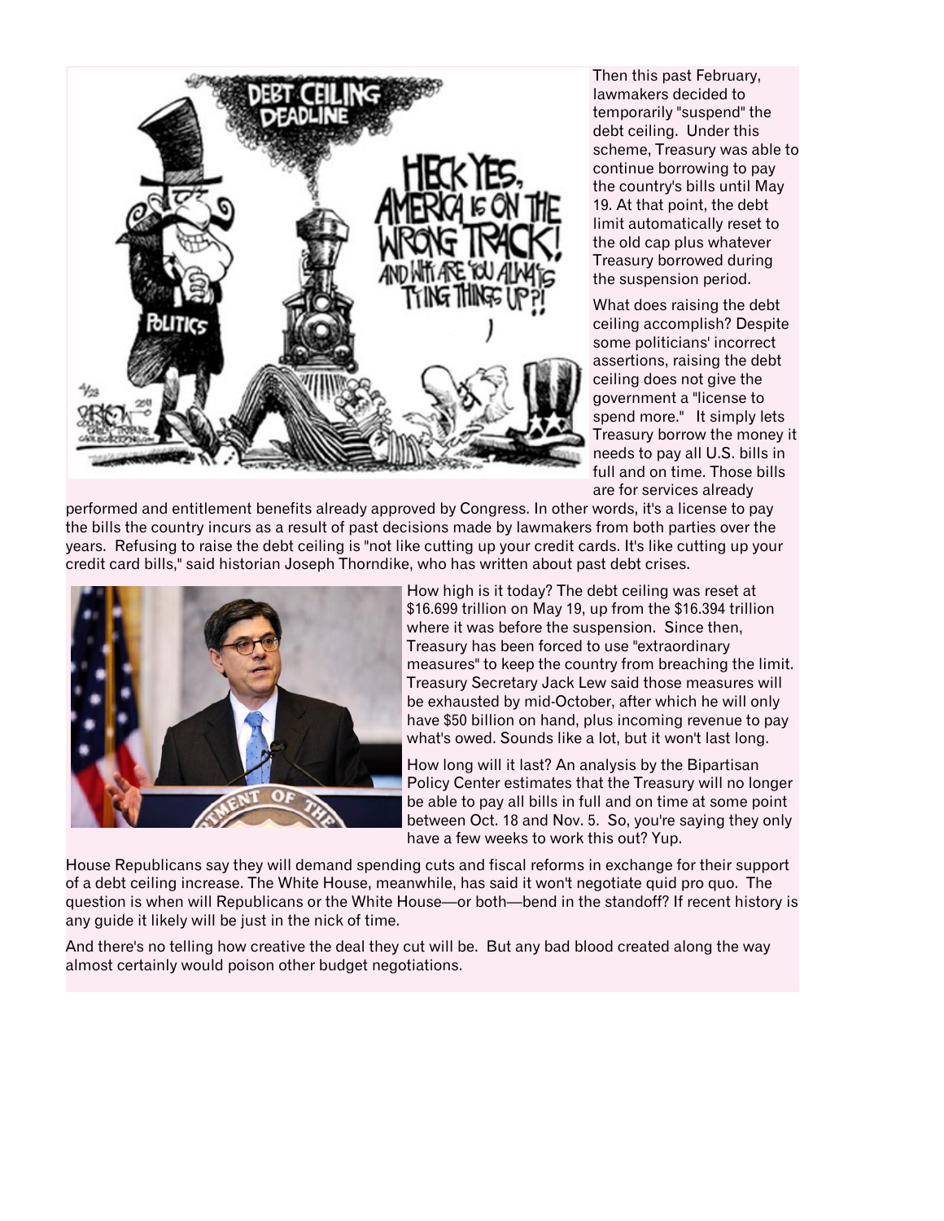Then this past February, lawmakers decided to temporarily "suspend" the debt ceiling. Under this scheme, Treasury was able to continue borrowing to pay the country's bills until May 19. At that point, the debt limit automatically reset to the old cap plus whatever Treasury borrowed during the suspension period.

What does raising the debt ceiling accomplish? Despite some politicians' incorrect assertions, raising the debt ceiling does not give the government a "license to spend more." It simply lets Treasury borrow the money it needs to pay all U.S. bills in full and on time. Those bills are for services already performed and entitlement benefits already approved by Congress. In other words, it's a license to pay the bills the country incurs as a result of past decisions made by lawmakers from both parties over the years. Refusing to raise the debt ceiling is "not like cutting up your credit cards. It's like cutting up your credit card bills," said historian Joseph Thorndike, who has written about past debt crises.

How high is it today? The debt ceiling was reset at $16.699 trillion on May 19, up from the $16.394 trillion where it was before the suspension. Since then, Treasury has been forced to use "extraordinary measures" to keep the country from breaching the limit. Treasury Secretary Jack Lew said those measures will be exhausted by mid-October, after which he will only have $50 billion on hand, plus incoming revenue to pay what's owed. Sounds like a lot, but it won't last long.

How long will it last? An analysis by the Bipartisan Policy Center estimates that the Treasury will no longer be able to pay all bills in full and on time at some point between Oct. 18 and Nov. 5. So, you're saying they only have a few weeks to work this out? Yup.

House Republicans say they will demand spending cuts and fiscal reforms in exchange for their support of a debt ceiling increase. The White House, meanwhile, has said it won't negotiate quid pro quo. The question is when will Republicans or the White House—or both—bend in the standoff? If recent history is any guide it likely will be just in the nick of time.

And there's no telling how creative the deal they cut will be. But any bad blood created along the way almost certainly would poison other budget negotiations.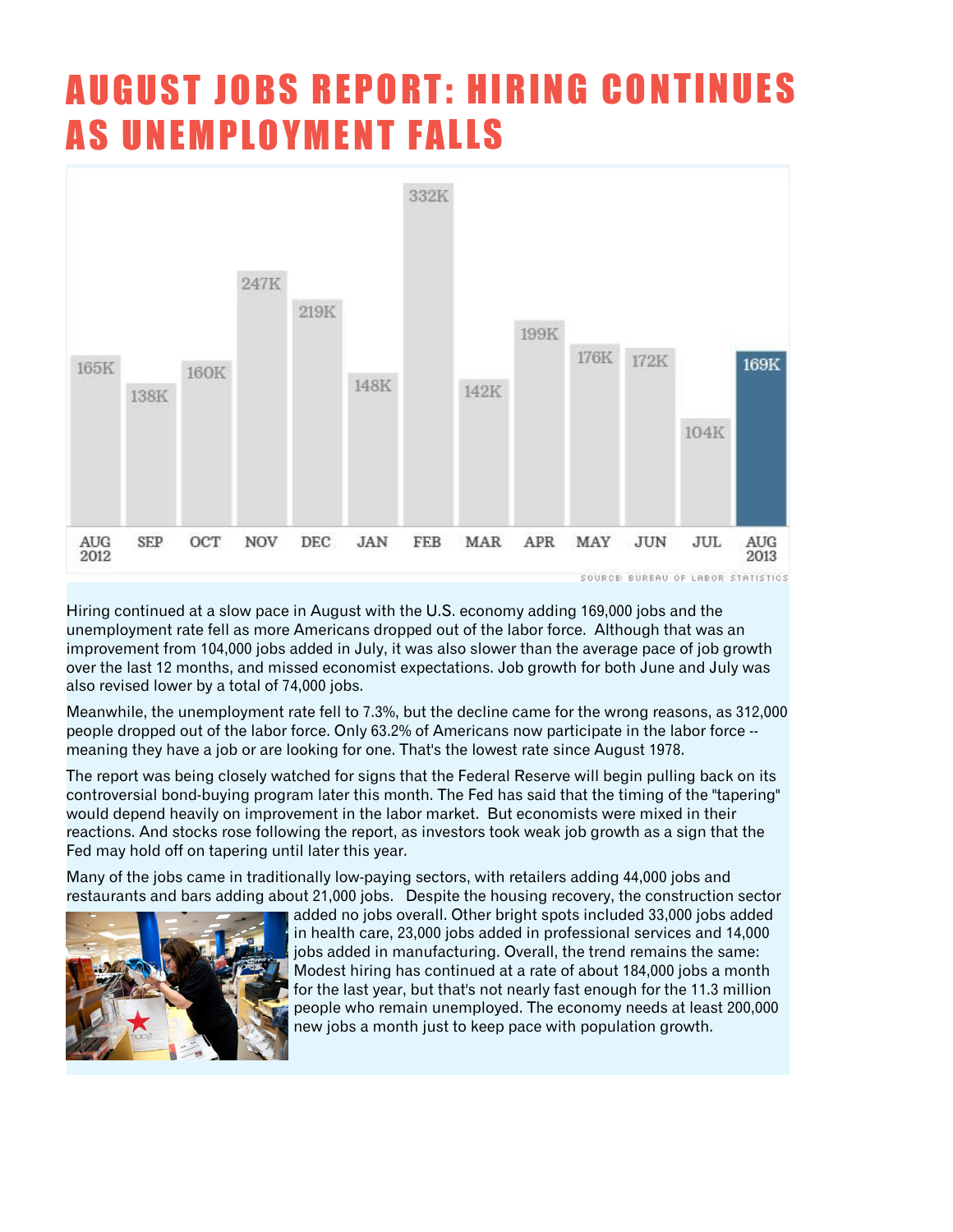# AUGUST JOBS REPORT: HIRING CONTINUES AS UNEMPLOYMENT FALLS

| AUG 2012 | SEP | OCT | NOV | DEC | JAN | FEB | MAR | APR | MAY | JUN | JUL | AUG 2013 |
|---|---|---|---|---|---|---|---|---|---|---|---|---|
| 165K | 138K | 160K | 247K | 219K | 148K | 332K | 142K | 199K | 176K | 172K | 104K | 169K |

SOURCE: BUREAU OF LABOR STATISTICS

Hiring continued at a slow pace in August with the U.S. economy adding 169,000 jobs and the unemployment rate fell as more Americans dropped out of the labor force. Although that was an improvement from 104,000 jobs added in July, it was also slower than the average pace of job growth over the last 12 months, and missed economist expectations. Job growth for both June and July was also revised lower by a total of 74,000 jobs.

Meanwhile, the unemployment rate fell to 7.3%, but the decline came for the wrong reasons, as 312,000 people dropped out of the labor force. Only 63.2% of Americans now participate in the labor force -- meaning they have a job or are looking for one. That's the lowest rate since August 1978.

The report was being closely watched for signs that the Federal Reserve will begin pulling back on its controversial bond-buying program later this month. The Fed has said that the timing of the "tapering" would depend heavily on improvement in the labor market. But economists were mixed in their reactions. And stocks rose following the report, as investors took weak job growth as a sign that the Fed may hold off on tapering until later this year.

Many of the jobs came in traditionally low-paying sectors, with retailers adding 44,000 jobs and restaurants and bars adding about 21,000 jobs. Despite the housing recovery, the construction sector added no jobs overall. Other bright spots included 33,000 jobs added in health care, 23,000 jobs added in professional services and 14,000 jobs added in manufacturing. Overall, the trend remains the same: Modest hiring has continued at a rate of about 184,000 jobs a month for the last year, but that's not nearly fast enough for the 11.3 million people who remain unemployed. The economy needs at least 200,000 new jobs a month just to keep pace with population growth.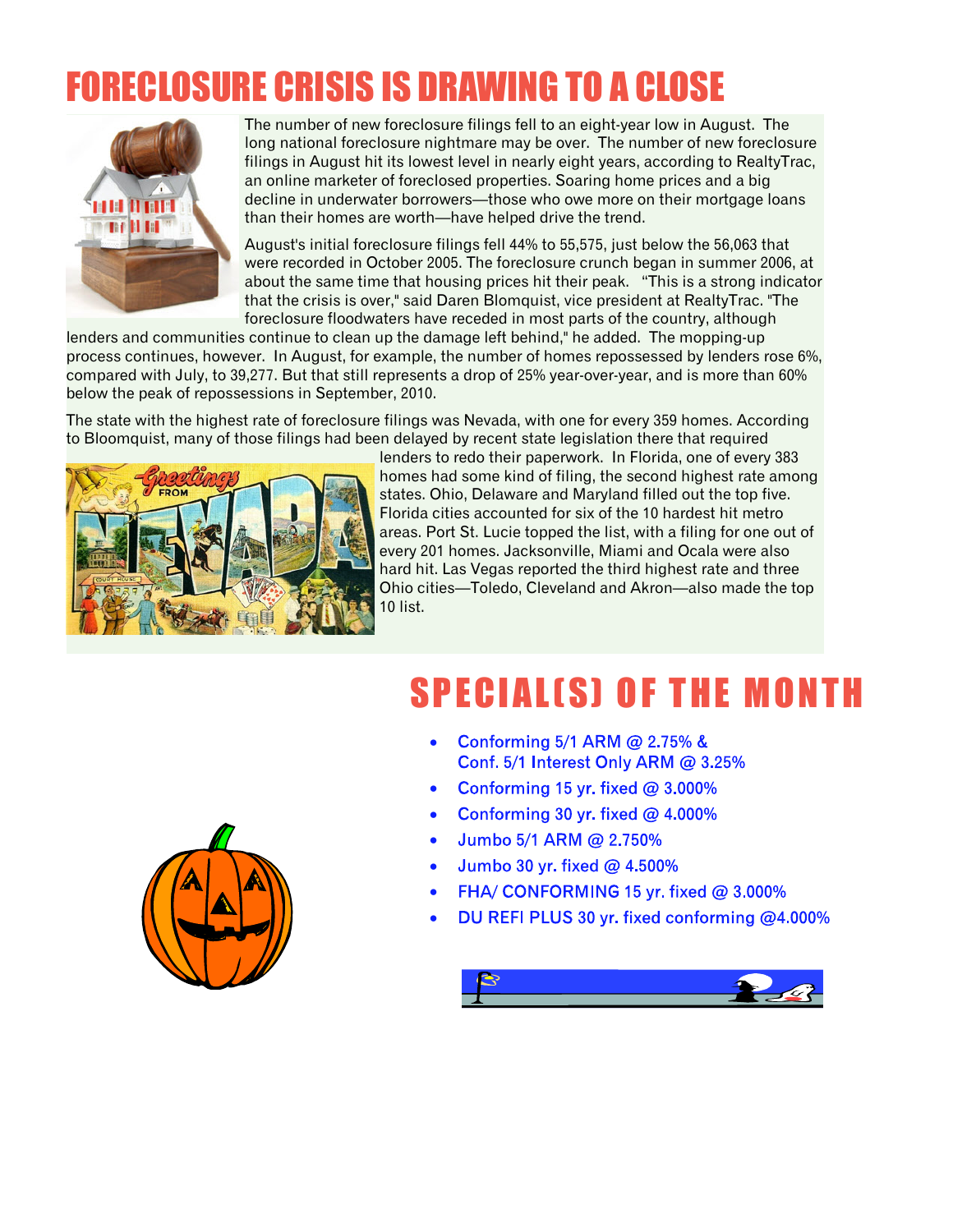# FORECLOSURE CRISIS IS DRAWING TO A CLOSE

The number of new foreclosure filings fell to an eight-year low in August. The long national foreclosure nightmare may be over. The number of new foreclosure filings in August hit its lowest level in nearly eight years, according to RealtyTrac, an online marketer of foreclosed properties. Soaring home prices and a big decline in underwater borrowers—those who owe more on their mortgage loans than their homes are worth—have helped drive the trend.

August's initial foreclosure filings fell 44% to 55,575, just below the 56,063 that were recorded in October 2005. The foreclosure crunch began in summer 2006, at about the same time that housing prices hit their peak. "This is a strong indicator that the crisis is over," said Daren Blomquist, vice president at RealtyTrac. "The foreclosure floodwaters have receded in most parts of the country, although lenders and communities continue to clean up the damage left behind," he added. The mopping-up process continues, however. In August, for example, the number of homes repossessed by lenders rose 6%, compared with July, to 39,277. But that still represents a drop of 25% year-over-year, and is more than 60% below the peak of repossessions in September, 2010.

The state with the highest rate of foreclosure filings was Nevada, with one for every 359 homes. According to Bloomquist, many of those filings had been delayed by recent state legislation there that required lenders to redo their paperwork. In Florida, one of every 383 homes had some kind of filing, the second highest rate among states. Ohio, Delaware and Maryland filled out the top five. Florida cities accounted for six of the 10 hardest hit metro areas. Port St. Lucie topped the list, with a filing for one out of every 201 homes. Jacksonville, Miami and Ocala were also hard hit. Las Vegas reported the third highest rate and three Ohio cities—Toledo, Cleveland and Akron—also made the top 10 list.

# SPECIAL(S) OF THE MONTH

- Conforming 5/1 ARM @ 2.75% &
  Conf. 5/1 Interest Only ARM @ 3.25%
- Conforming 15 yr. fixed @ 3.000%
- Conforming 30 yr. fixed @ 4.000%
- Jumbo 5/1 ARM @ 2.750%
- Jumbo 30 yr. fixed @ 4.500%
- FHA/ CONFORMING 15 yr. fixed @ 3.000%
- DU REFI PLUS 30 yr. fixed conforming @4.000%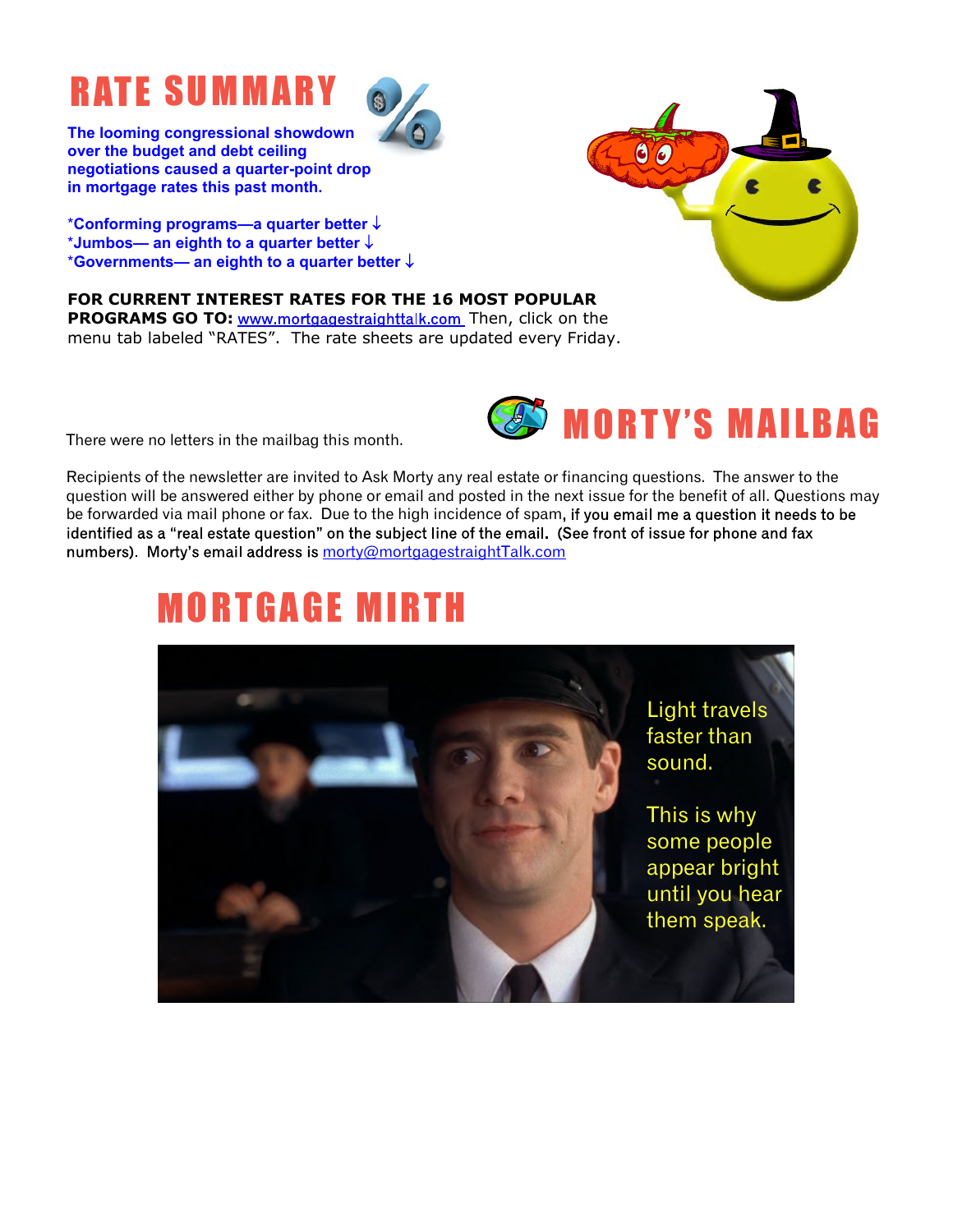# RATE SUMMARY

**The looming congressional showdown over the budget and debt ceiling negotiations caused a quarter-point drop in mortgage rates this past month.**

**\*Conforming programs—a quarter better ↓**
**\*Jumbos— an eighth to a quarter better ↓**
**\*Governments— an eighth to a quarter better ↓**

**FOR CURRENT INTEREST RATES FOR THE 16 MOST POPULAR PROGRAMS GO TO:** www.mortgagestraighttalk.com Then, click on the menu tab labeled "RATES". The rate sheets are updated every Friday.

# MORTY'S MAILBAG

There were no letters in the mailbag this month.

Recipients of the newsletter are invited to Ask Morty any real estate or financing questions. The answer to the question will be answered either by phone or email and posted in the next issue for the benefit of all. Questions may be forwarded via mail phone or fax. Due to the high incidence of spam, **if you email me a question it needs to be identified as a "real estate question" on the subject line of the email. (See front of issue for phone and fax numbers). Morty's email address is** morty@mortgagestraightTalk.com

# MORTGAGE MIRTH

Light travels faster than sound.

This is why some people appear bright until you hear them speak.